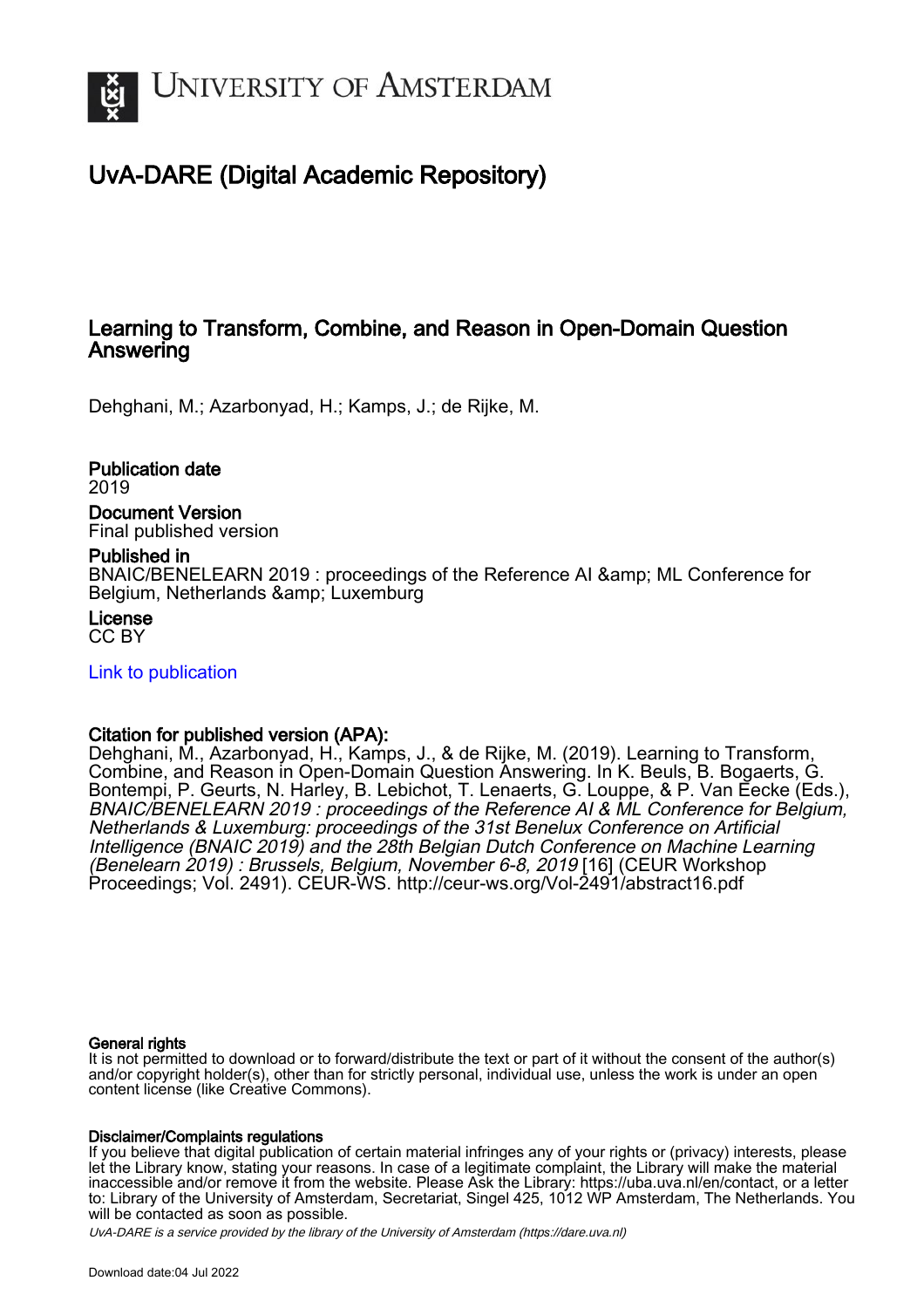# UNIVERSITY OF AMSTERDAM

# UvA-DARE (Digital Academic Repository)

## Learning to Transform, Combine, and Reason in Open-Domain Question Answering

Dehghani, M.; Azarbonyad, H.; Kamps, J.; de Rijke, M.

### Publication date
2019

### Document Version
Final published version

### Published in
BNAIC/BENELEARN 2019 : proceedings of the Reference AI &amp; ML Conference for Belgium, Netherlands &amp; Luxemburg

### License
CC BY

[Link to publication]

### Citation for published version (APA):
Dehghani, M., Azarbonyad, H., Kamps, J., & de Rijke, M. (2019). Learning to Transform, Combine, and Reason in Open-Domain Question Answering. In K. Beuls, B. Bogaerts, G. Bontempi, P. Geurts, N. Harley, B. Lebichot, T. Lenaerts, G. Louppe, & P. Van Eecke (Eds.), *BNAIC/BENELEARN 2019 : proceedings of the Reference AI & ML Conference for Belgium, Netherlands & Luxemburg: proceedings of the 31st Benelux Conference on Artificial Intelligence (BNAIC 2019) and the 28th Belgian Dutch Conference on Machine Learning (Benelearn 2019) : Brussels, Belgium, November 6-8, 2019* [16] (CEUR Workshop Proceedings; Vol. 2491). CEUR-WS. http://ceur-ws.org/Vol-2491/abstract16.pdf

#### General rights
It is not permitted to download or to forward/distribute the text or part of it without the consent of the author(s) and/or copyright holder(s), other than for strictly personal, individual use, unless the work is under an open content license (like Creative Commons).

#### Disclaimer/Complaints regulations
If you believe that digital publication of certain material infringes any of your rights or (privacy) interests, please let the Library know, stating your reasons. In case of a legitimate complaint, the Library will make the material inaccessible and/or remove it from the website. Please Ask the Library: https://uba.uva.nl/en/contact, or a letter to: Library of the University of Amsterdam, Secretariat, Singel 425, 1012 WP Amsterdam, The Netherlands. You will be contacted as soon as possible.

*UvA-DARE is a service provided by the library of the University of Amsterdam (https://dare.uva.nl)*

Download date:04 Jul 2022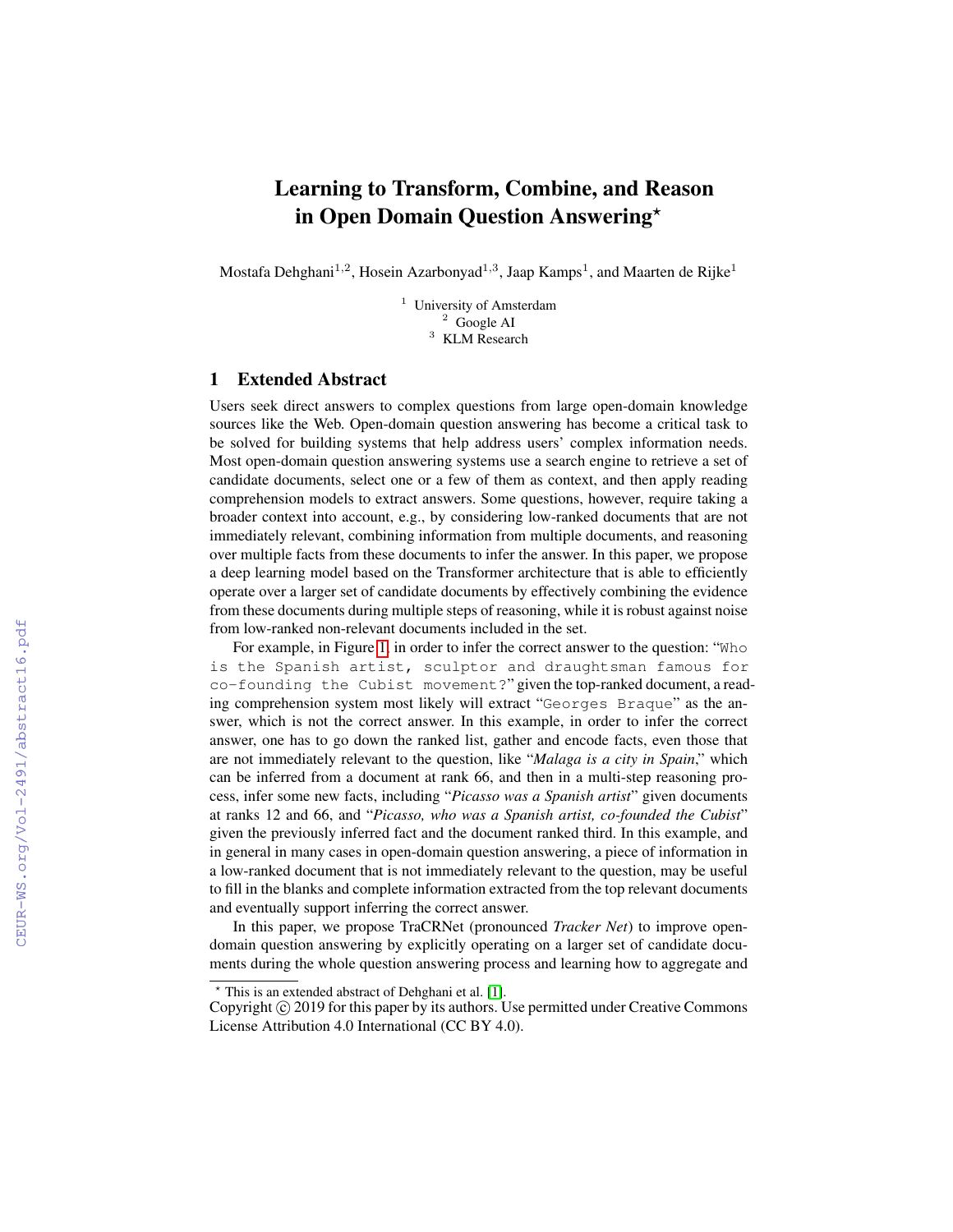# Learning to Transform, Combine, and Reason in Open Domain Question Answering*

Mostafa Dehghani[1,2], Hosein Azarbonyad[1,3], Jaap Kamps[1], and Maarten de Rijke[1]

[1] University of Amsterdam
[2] Google AI
[3] KLM Research

## 1 Extended Abstract

Users seek direct answers to complex questions from large open-domain knowledge sources like the Web. Open-domain question answering has become a critical task to be solved for building systems that help address users' complex information needs. Most open-domain question answering systems use a search engine to retrieve a set of candidate documents, select one or a few of them as context, and then apply reading comprehension models to extract answers. Some questions, however, require taking a broader context into account, e.g., by considering low-ranked documents that are not immediately relevant, combining information from multiple documents, and reasoning over multiple facts from these documents to infer the answer. In this paper, we propose a deep learning model based on the Transformer architecture that is able to efficiently operate over a larger set of candidate documents by effectively combining the evidence from these documents during multiple steps of reasoning, while it is robust against noise from low-ranked non-relevant documents included in the set.

For example, in Figure 1, in order to infer the correct answer to the question: "`Who is the Spanish artist, sculptor and draughtsman famous for co-founding the Cubist movement?`" given the top-ranked document, a reading comprehension system most likely will extract "`Georges Braque`" as the answer, which is not the correct answer. In this example, in order to infer the correct answer, one has to go down the ranked list, gather and encode facts, even those that are not immediately relevant to the question, like "*Malaga is a city in Spain*," which can be inferred from a document at rank 66, and then in a multi-step reasoning process, infer some new facts, including "*Picasso was a Spanish artist*" given documents at ranks 12 and 66, and "*Picasso, who was a Spanish artist, co-founded the Cubist*" given the previously inferred fact and the document ranked third. In this example, and in general in many cases in open-domain question answering, a piece of information in a low-ranked document that is not immediately relevant to the question, may be useful to fill in the blanks and complete information extracted from the top relevant documents and eventually support inferring the correct answer.

In this paper, we propose TraCRNet (pronounced *Tracker Net*) to improve open-domain question answering by explicitly operating on a larger set of candidate documents during the whole question answering process and learning how to aggregate and

---

* This is an extended abstract of Dehghani et al. [1].
Copyright © 2019 for this paper by its authors. Use permitted under Creative Commons License Attribution 4.0 International (CC BY 4.0).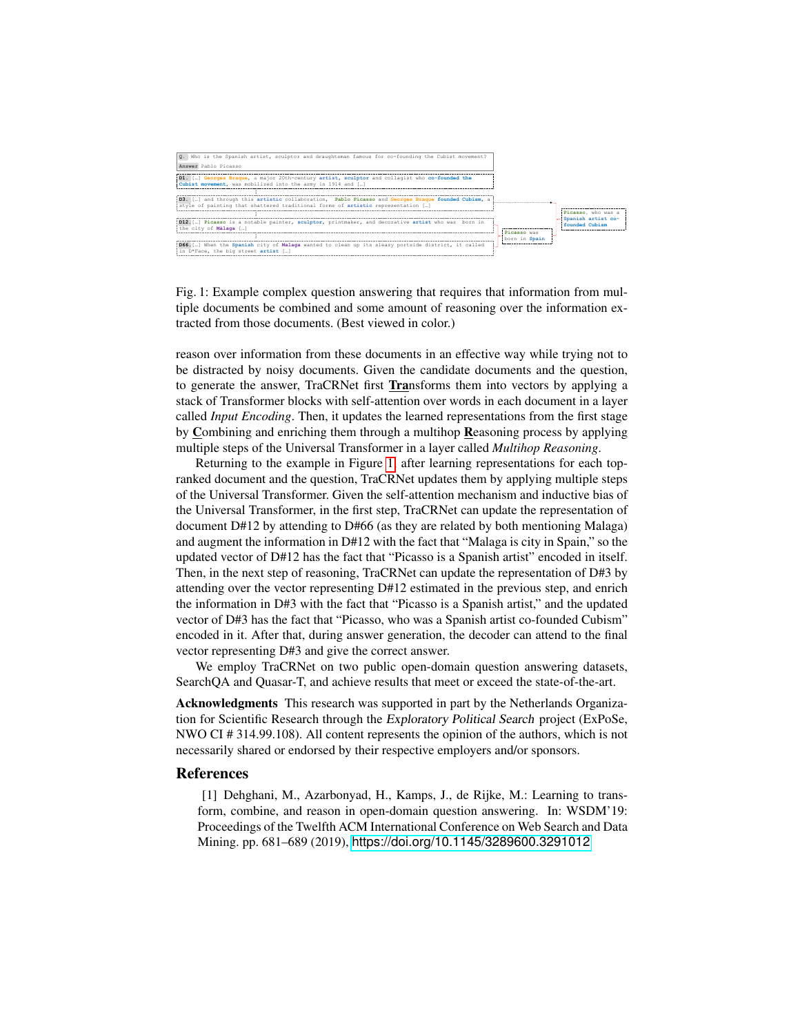Q. Who is the Spanish artist, sculptor and draughtsman famous for co-founding the Cubist movement?

Answer Pablo Picasso

D1. [...] Georges Braque, a major 20th-century artist, sculptor and collagist who co-founded the Cubist movement, was mobilized into the army in 1914 and [...]

D3. [...] and through this artistic collaboration, Pablo Picasso and Georges Braque founded Cubism, a style of painting that shattered traditional forms of artistic representation [...]

D12. [...] Picasso is a notable painter, sculptor, printmaker, and decorative artist who was born in the city of Malaga [...]

D66. [...] When the Spanish city of Malaga wanted to clean up its sleazy portside district, it called in D*Face, the big street artist [...]

Picasso was born in Spain

Picasso, who was a Spanish artist co-founded Cubism

Fig. 1: Example complex question answering that requires that information from multiple documents be combined and some amount of reasoning over the information extracted from those documents. (Best viewed in color.)

reason over information from these documents in an effective way while trying not to be distracted by noisy documents. Given the candidate documents and the question, to generate the answer, TraCRNet first **Tra**nsforms them into vectors by applying a stack of Transformer blocks with self-attention over words in each document in a layer called *Input Encoding*. Then, it updates the learned representations from the first stage by **C**ombining and enriching them through a multihop **R**easoning process by applying multiple steps of the Universal Transformer in a layer called *Multihop Reasoning*.

Returning to the example in Figure 1, after learning representations for each top-ranked document and the question, TraCRNet updates them by applying multiple steps of the Universal Transformer. Given the self-attention mechanism and inductive bias of the Universal Transformer, in the first step, TraCRNet can update the representation of document D#12 by attending to D#66 (as they are related by both mentioning Malaga) and augment the information in D#12 with the fact that "Malaga is city in Spain," so the updated vector of D#12 has the fact that "Picasso is a Spanish artist" encoded in itself. Then, in the next step of reasoning, TraCRNet can update the representation of D#3 by attending over the vector representing D#12 estimated in the previous step, and enrich the information in D#3 with the fact that "Picasso is a Spanish artist," and the updated vector of D#3 has the fact that "Picasso, who was a Spanish artist co-founded Cubism" encoded in it. After that, during answer generation, the decoder can attend to the final vector representing D#3 and give the correct answer.

We employ TraCRNet on two public open-domain question answering datasets, SearchQA and Quasar-T, and achieve results that meet or exceed the state-of-the-art.

**Acknowledgments** This research was supported in part by the Netherlands Organization for Scientific Research through the *Exploratory Political Search* project (ExPoSe, NWO CI # 314.99.108). All content represents the opinion of the authors, which is not necessarily shared or endorsed by their respective employers and/or sponsors.

## References

[1] Dehghani, M., Azarbonyad, H., Kamps, J., de Rijke, M.: Learning to transform, combine, and reason in open-domain question answering. In: WSDM'19: Proceedings of the Twelfth ACM International Conference on Web Search and Data Mining. pp. 681–689 (2019), https://doi.org/10.1145/3289600.3291012